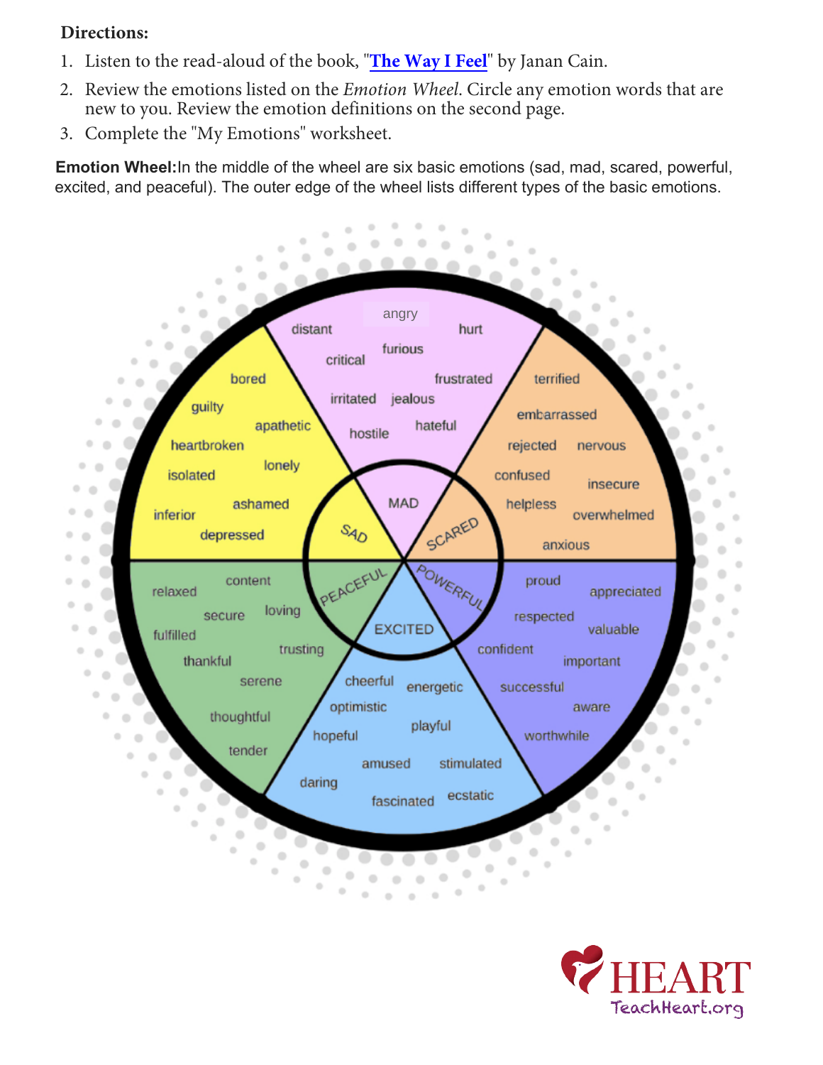**Directions:**

1. Listen to the read-aloud of the book, "**The Way I Feel**" by Janan Cain.
2. Review the emotions listed on the *Emotion Wheel*. Circle any emotion words that are new to you. Review the emotion definitions on the second page.
3. Complete the "My Emotions" worksheet.

**Emotion Wheel:** In the middle of the wheel are six basic emotions (sad, mad, scared, powerful, excited, and peaceful). The outer edge of the wheel lists different types of the basic emotions.

**MAD:** angry, distant, hurt, furious, critical, frustrated, irritated, jealous, hostile, hateful

**SCARED:** terrified, embarrassed, rejected, nervous, confused, insecure, helpless, overwhelmed, anxious

**POWERFUL:** proud, appreciated, respected, valuable, confident, important, successful, aware, worthwhile

**EXCITED:** cheerful, energetic, optimistic, playful, hopeful, amused, stimulated, daring, fascinated, ecstatic

**PEACEFUL:** relaxed, content, secure, loving, fulfilled, trusting, thankful, serene, thoughtful, tender

**SAD:** bored, guilty, apathetic, heartbroken, lonely, isolated, ashamed, inferior, depressed

HEART
TeachHeart.org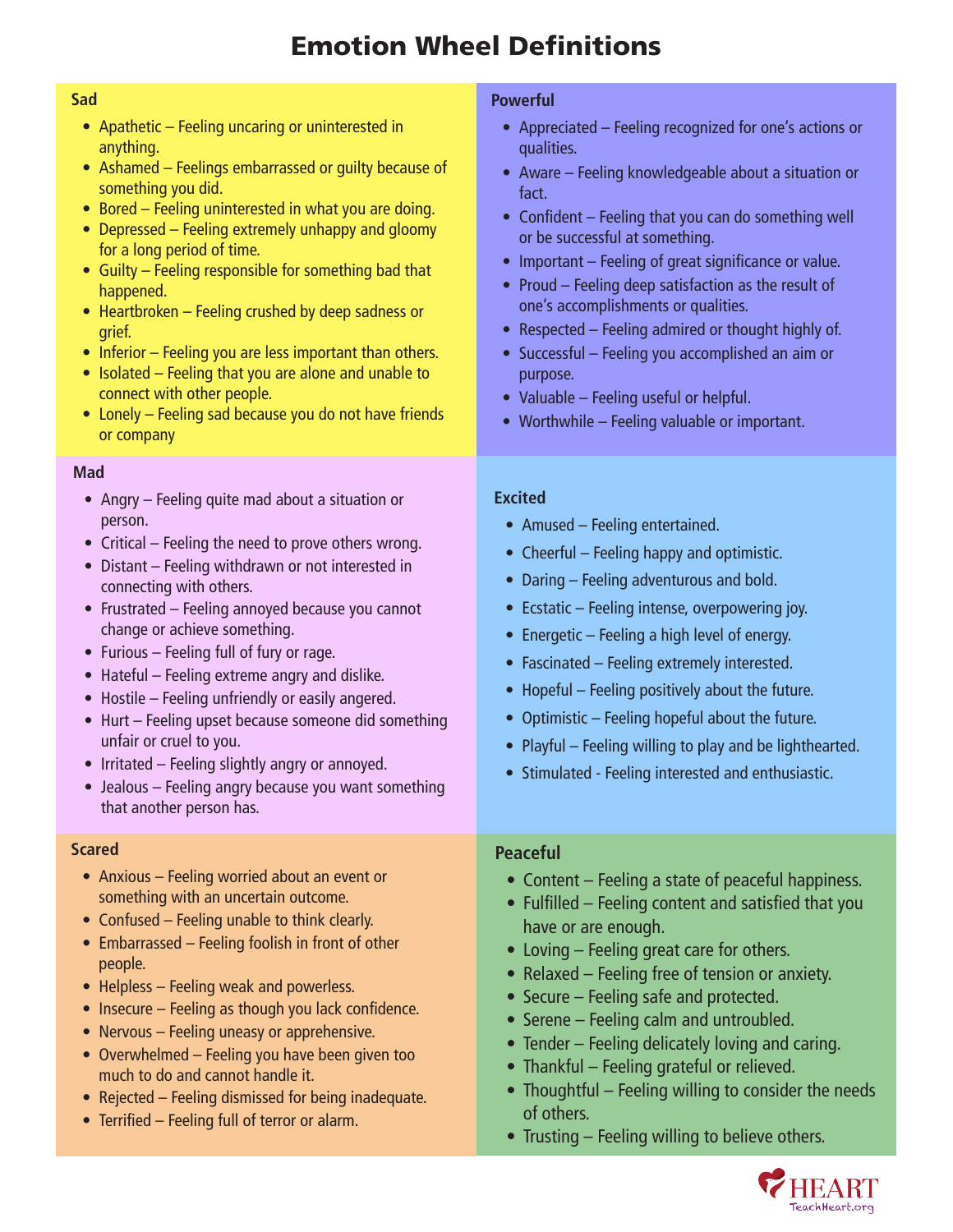# Emotion Wheel Definitions

## Sad

- Apathetic – Feeling uncaring or uninterested in anything.
- Ashamed – Feelings embarrassed or guilty because of something you did.
- Bored – Feeling uninterested in what you are doing.
- Depressed – Feeling extremely unhappy and gloomy for a long period of time.
- Guilty – Feeling responsible for something bad that happened.
- Heartbroken – Feeling crushed by deep sadness or grief.
- Inferior – Feeling you are less important than others.
- Isolated – Feeling that you are alone and unable to connect with other people.
- Lonely – Feeling sad because you do not have friends or company

## Powerful

- Appreciated – Feeling recognized for one's actions or qualities.
- Aware – Feeling knowledgeable about a situation or fact.
- Confident – Feeling that you can do something well or be successful at something.
- Important – Feeling of great significance or value.
- Proud – Feeling deep satisfaction as the result of one's accomplishments or qualities.
- Respected – Feeling admired or thought highly of.
- Successful – Feeling you accomplished an aim or purpose.
- Valuable – Feeling useful or helpful.
- Worthwhile – Feeling valuable or important.

## Mad

- Angry – Feeling quite mad about a situation or person.
- Critical – Feeling the need to prove others wrong.
- Distant – Feeling withdrawn or not interested in connecting with others.
- Frustrated – Feeling annoyed because you cannot change or achieve something.
- Furious – Feeling full of fury or rage.
- Hateful – Feeling extreme angry and dislike.
- Hostile – Feeling unfriendly or easily angered.
- Hurt – Feeling upset because someone did something unfair or cruel to you.
- Irritated – Feeling slightly angry or annoyed.
- Jealous – Feeling angry because you want something that another person has.

## Excited

- Amused – Feeling entertained.
- Cheerful – Feeling happy and optimistic.
- Daring – Feeling adventurous and bold.
- Ecstatic – Feeling intense, overpowering joy.
- Energetic – Feeling a high level of energy.
- Fascinated – Feeling extremely interested.
- Hopeful – Feeling positively about the future.
- Optimistic – Feeling hopeful about the future.
- Playful – Feeling willing to play and be lighthearted.
- Stimulated - Feeling interested and enthusiastic.

## Scared

- Anxious – Feeling worried about an event or something with an uncertain outcome.
- Confused – Feeling unable to think clearly.
- Embarrassed – Feeling foolish in front of other people.
- Helpless – Feeling weak and powerless.
- Insecure – Feeling as though you lack confidence.
- Nervous – Feeling uneasy or apprehensive.
- Overwhelmed – Feeling you have been given too much to do and cannot handle it.
- Rejected – Feeling dismissed for being inadequate.
- Terrified – Feeling full of terror or alarm.

## Peaceful

- Content – Feeling a state of peaceful happiness.
- Fulfilled – Feeling content and satisfied that you have or are enough.
- Loving – Feeling great care for others.
- Relaxed – Feeling free of tension or anxiety.
- Secure – Feeling safe and protected.
- Serene – Feeling calm and untroubled.
- Tender – Feeling delicately loving and caring.
- Thankful – Feeling grateful or relieved.
- Thoughtful – Feeling willing to consider the needs of others.
- Trusting – Feeling willing to believe others.

HEART
TeachHeart.org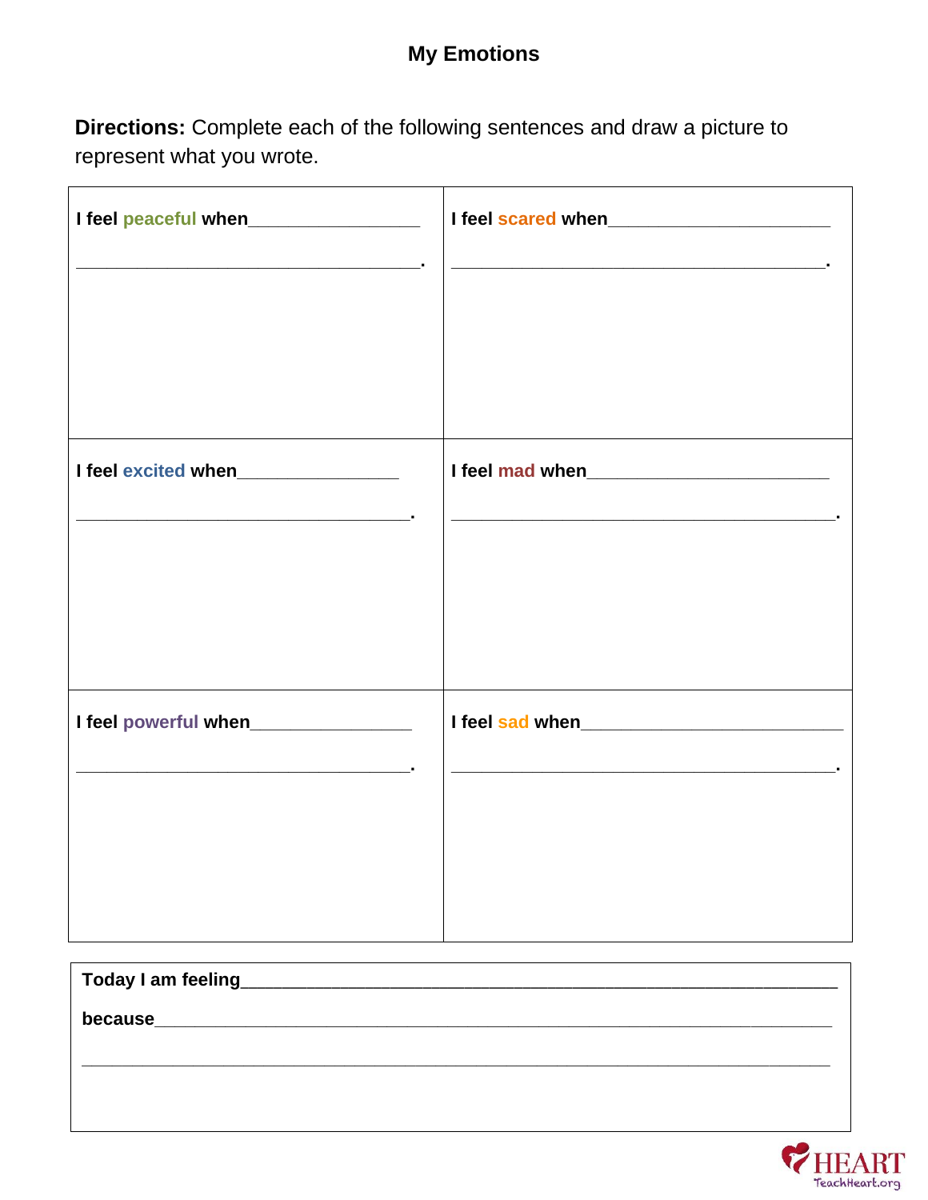# My Emotions

**Directions:** Complete each of the following sentences and draw a picture to represent what you wrote.

| | |
|---|---|
| **I feel peaceful when**_________________ ___________________________________. | **I feel scared when**______________________ _______________________________________. |
| **I feel excited when**________________ __________________________________. | **I feel mad when**________________________ ________________________________________. |
| **I feel powerful when**________________ __________________________________. | **I feel sad when**___________________________ ________________________________________. |

**Today I am feeling**____________________________________________________________

**because**_______________________________________________________________________

__________________________________________________________________________________

HEART
TeachHeart.org